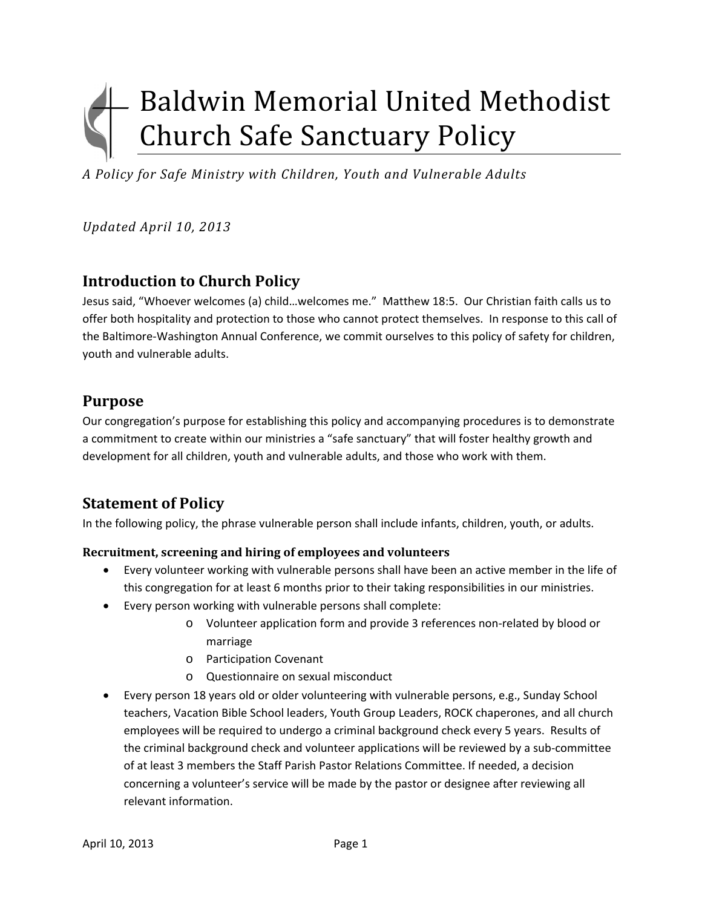# Baldwin Memorial United Methodist Church Safe Sanctuary Policy

*A Policy for Safe Ministry with Children, Youth and Vulnerable Adults*

*Updated April 10, 2013*

## Introduction to Church Policy

Jesus said, "Whoever welcomes (a) child…welcomes me." Matthew 18:5. Our Christian faith calls us to offer both hospitality and protection to those who cannot protect themselves. In response to this call of the Baltimore-Washington Annual Conference, we commit ourselves to this policy of safety for children, youth and vulnerable adults.

## Purpose

Our congregation's purpose for establishing this policy and accompanying procedures is to demonstrate a commitment to create within our ministries a "safe sanctuary" that will foster healthy growth and development for all children, youth and vulnerable adults, and those who work with them.

## Statement of Policy

In the following policy, the phrase vulnerable person shall include infants, children, youth, or adults.

### Recruitment, screening and hiring of employees and volunteers

- Every volunteer working with vulnerable persons shall have been an active member in the life of this congregation for at least 6 months prior to their taking responsibilities in our ministries.
- Every person working with vulnerable persons shall complete:
  - Volunteer application form and provide 3 references non-related by blood or marriage
  - Participation Covenant
  - Questionnaire on sexual misconduct
- Every person 18 years old or older volunteering with vulnerable persons, e.g., Sunday School teachers, Vacation Bible School leaders, Youth Group Leaders, ROCK chaperones, and all church employees will be required to undergo a criminal background check every 5 years. Results of the criminal background check and volunteer applications will be reviewed by a sub-committee of at least 3 members the Staff Parish Pastor Relations Committee. If needed, a decision concerning a volunteer's service will be made by the pastor or designee after reviewing all relevant information.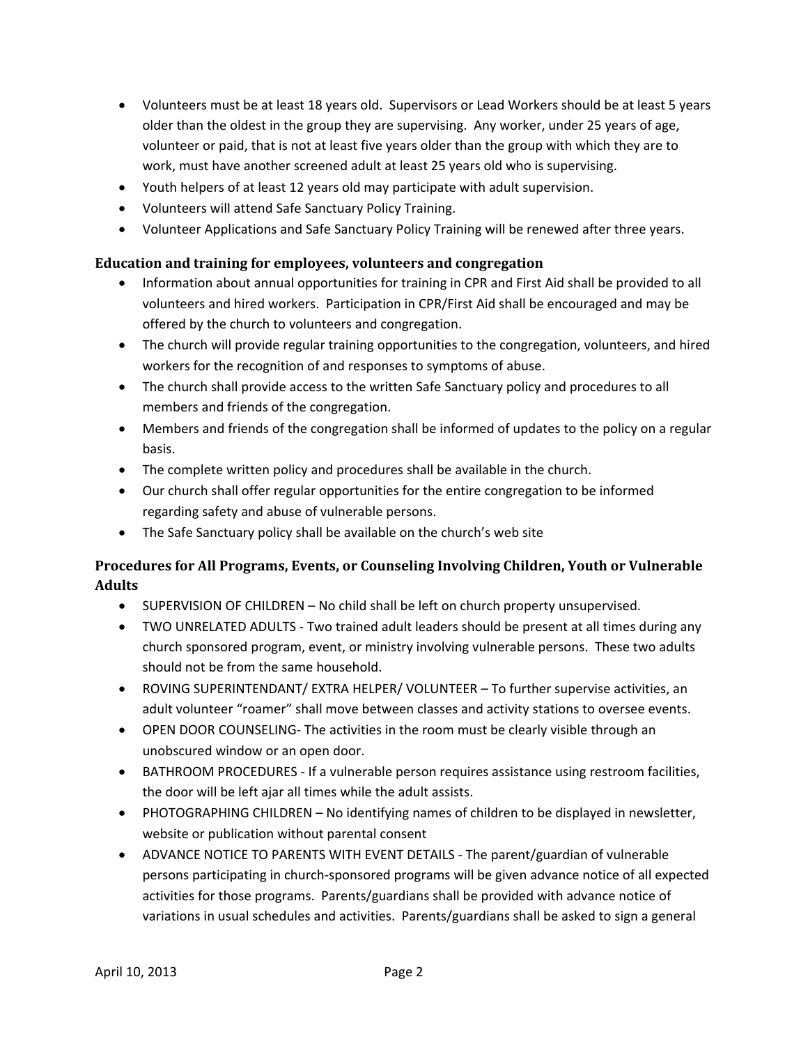- Volunteers must be at least 18 years old. Supervisors or Lead Workers should be at least 5 years older than the oldest in the group they are supervising. Any worker, under 25 years of age, volunteer or paid, that is not at least five years older than the group with which they are to work, must have another screened adult at least 25 years old who is supervising.
- Youth helpers of at least 12 years old may participate with adult supervision.
- Volunteers will attend Safe Sanctuary Policy Training.
- Volunteer Applications and Safe Sanctuary Policy Training will be renewed after three years.

### Education and training for employees, volunteers and congregation

- Information about annual opportunities for training in CPR and First Aid shall be provided to all volunteers and hired workers. Participation in CPR/First Aid shall be encouraged and may be offered by the church to volunteers and congregation.
- The church will provide regular training opportunities to the congregation, volunteers, and hired workers for the recognition of and responses to symptoms of abuse.
- The church shall provide access to the written Safe Sanctuary policy and procedures to all members and friends of the congregation.
- Members and friends of the congregation shall be informed of updates to the policy on a regular basis.
- The complete written policy and procedures shall be available in the church.
- Our church shall offer regular opportunities for the entire congregation to be informed regarding safety and abuse of vulnerable persons.
- The Safe Sanctuary policy shall be available on the church's web site

### Procedures for All Programs, Events, or Counseling Involving Children, Youth or Vulnerable Adults

- SUPERVISION OF CHILDREN – No child shall be left on church property unsupervised.
- TWO UNRELATED ADULTS - Two trained adult leaders should be present at all times during any church sponsored program, event, or ministry involving vulnerable persons. These two adults should not be from the same household.
- ROVING SUPERINTENDANT/ EXTRA HELPER/ VOLUNTEER – To further supervise activities, an adult volunteer "roamer" shall move between classes and activity stations to oversee events.
- OPEN DOOR COUNSELING- The activities in the room must be clearly visible through an unobscured window or an open door.
- BATHROOM PROCEDURES - If a vulnerable person requires assistance using restroom facilities, the door will be left ajar all times while the adult assists.
- PHOTOGRAPHING CHILDREN – No identifying names of children to be displayed in newsletter, website or publication without parental consent
- ADVANCE NOTICE TO PARENTS WITH EVENT DETAILS - The parent/guardian of vulnerable persons participating in church-sponsored programs will be given advance notice of all expected activities for those programs. Parents/guardians shall be provided with advance notice of variations in usual schedules and activities. Parents/guardians shall be asked to sign a general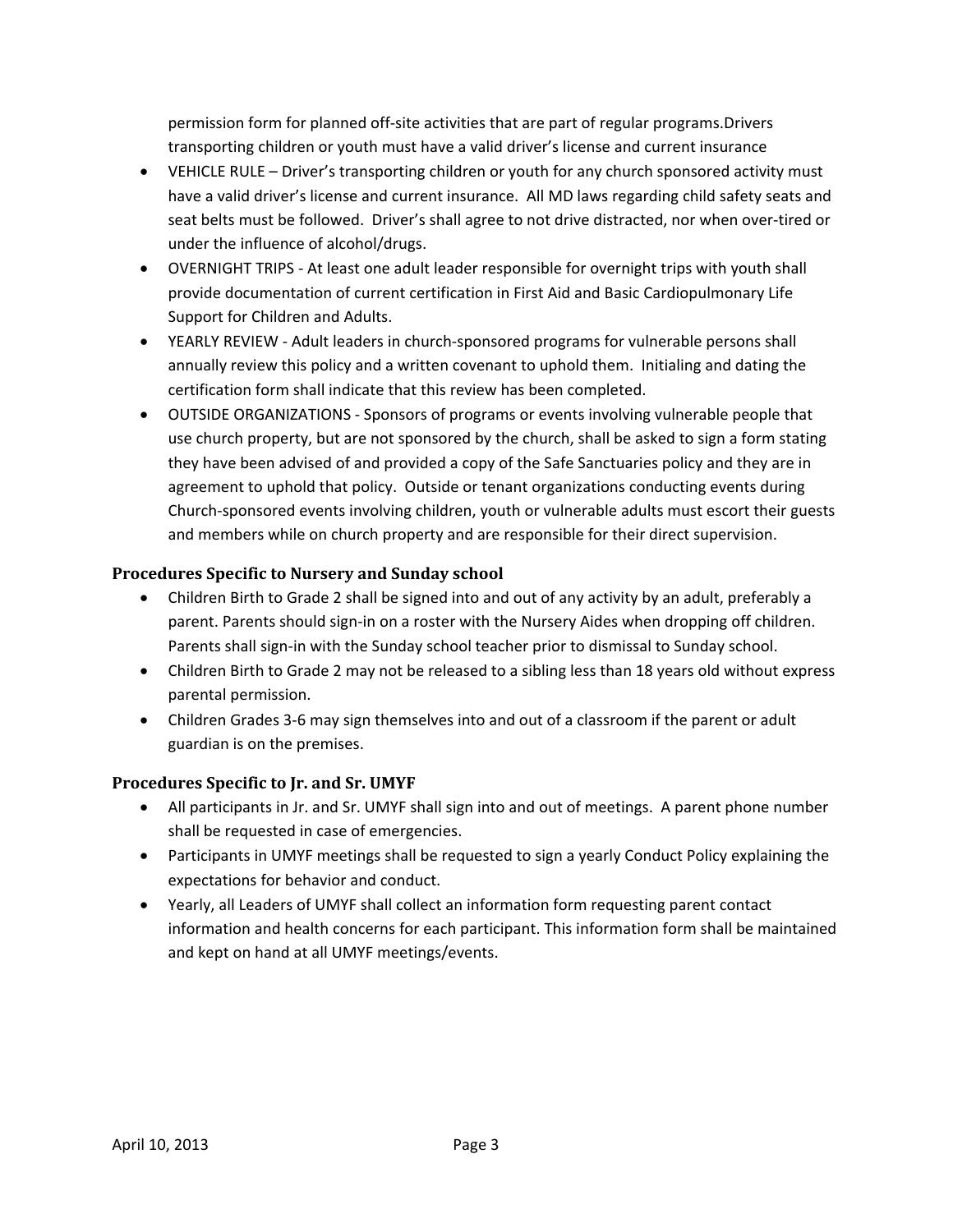permission form for planned off-site activities that are part of regular programs.Drivers transporting children or youth must have a valid driver's license and current insurance

- VEHICLE RULE – Driver's transporting children or youth for any church sponsored activity must have a valid driver's license and current insurance. All MD laws regarding child safety seats and seat belts must be followed. Driver's shall agree to not drive distracted, nor when over-tired or under the influence of alcohol/drugs.
- OVERNIGHT TRIPS - At least one adult leader responsible for overnight trips with youth shall provide documentation of current certification in First Aid and Basic Cardiopulmonary Life Support for Children and Adults.
- YEARLY REVIEW - Adult leaders in church-sponsored programs for vulnerable persons shall annually review this policy and a written covenant to uphold them. Initialing and dating the certification form shall indicate that this review has been completed.
- OUTSIDE ORGANIZATIONS - Sponsors of programs or events involving vulnerable people that use church property, but are not sponsored by the church, shall be asked to sign a form stating they have been advised of and provided a copy of the Safe Sanctuaries policy and they are in agreement to uphold that policy. Outside or tenant organizations conducting events during Church-sponsored events involving children, youth or vulnerable adults must escort their guests and members while on church property and are responsible for their direct supervision.

### Procedures Specific to Nursery and Sunday school

- Children Birth to Grade 2 shall be signed into and out of any activity by an adult, preferably a parent. Parents should sign-in on a roster with the Nursery Aides when dropping off children. Parents shall sign-in with the Sunday school teacher prior to dismissal to Sunday school.
- Children Birth to Grade 2 may not be released to a sibling less than 18 years old without express parental permission.
- Children Grades 3-6 may sign themselves into and out of a classroom if the parent or adult guardian is on the premises.

### Procedures Specific to Jr. and Sr. UMYF

- All participants in Jr. and Sr. UMYF shall sign into and out of meetings. A parent phone number shall be requested in case of emergencies.
- Participants in UMYF meetings shall be requested to sign a yearly Conduct Policy explaining the expectations for behavior and conduct.
- Yearly, all Leaders of UMYF shall collect an information form requesting parent contact information and health concerns for each participant. This information form shall be maintained and kept on hand at all UMYF meetings/events.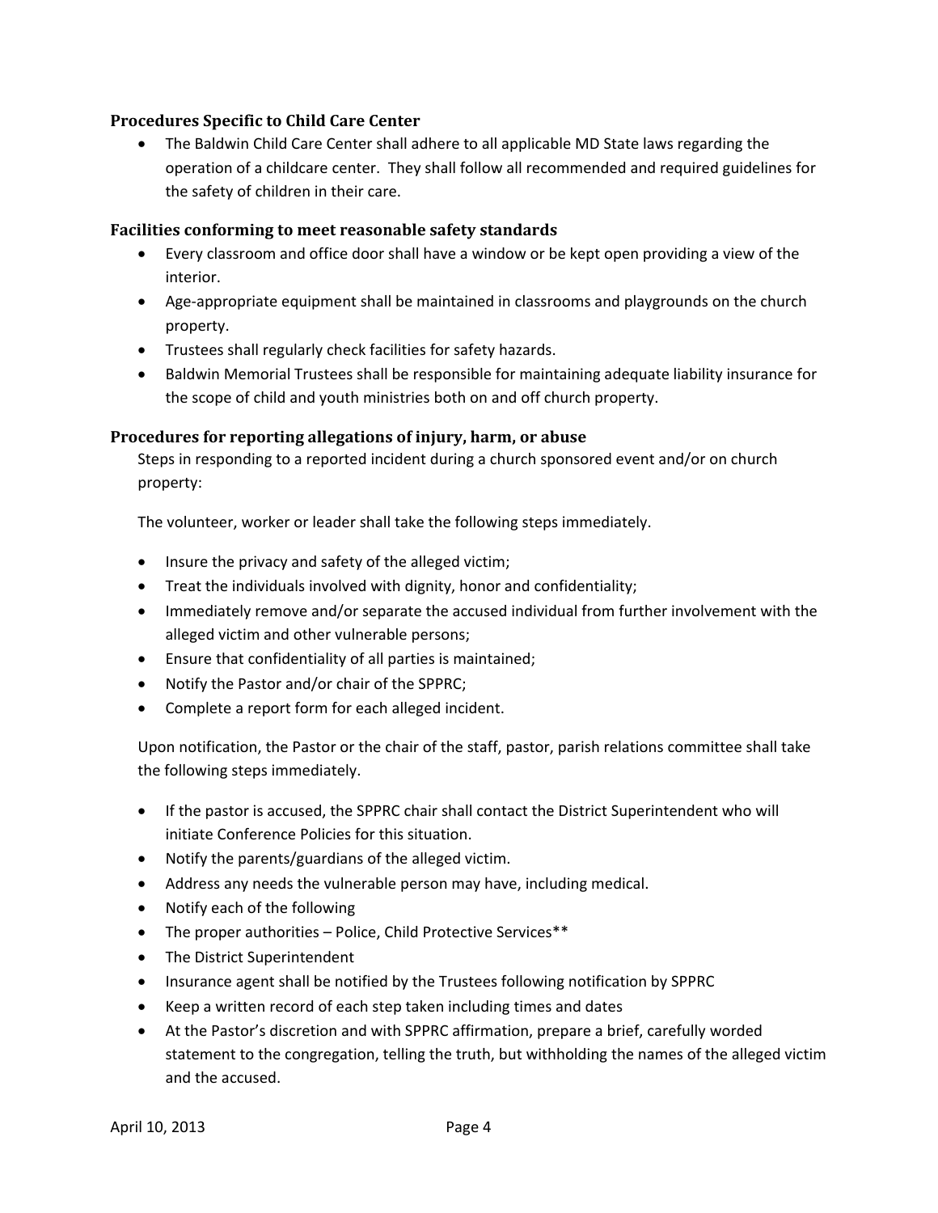### Procedures Specific to Child Care Center

- The Baldwin Child Care Center shall adhere to all applicable MD State laws regarding the operation of a childcare center. They shall follow all recommended and required guidelines for the safety of children in their care.

### Facilities conforming to meet reasonable safety standards

- Every classroom and office door shall have a window or be kept open providing a view of the interior.
- Age-appropriate equipment shall be maintained in classrooms and playgrounds on the church property.
- Trustees shall regularly check facilities for safety hazards.
- Baldwin Memorial Trustees shall be responsible for maintaining adequate liability insurance for the scope of child and youth ministries both on and off church property.

### Procedures for reporting allegations of injury, harm, or abuse

Steps in responding to a reported incident during a church sponsored event and/or on church property:

The volunteer, worker or leader shall take the following steps immediately.

- Insure the privacy and safety of the alleged victim;
- Treat the individuals involved with dignity, honor and confidentiality;
- Immediately remove and/or separate the accused individual from further involvement with the alleged victim and other vulnerable persons;
- Ensure that confidentiality of all parties is maintained;
- Notify the Pastor and/or chair of the SPPRC;
- Complete a report form for each alleged incident.

Upon notification, the Pastor or the chair of the staff, pastor, parish relations committee shall take the following steps immediately.

- If the pastor is accused, the SPPRC chair shall contact the District Superintendent who will initiate Conference Policies for this situation.
- Notify the parents/guardians of the alleged victim.
- Address any needs the vulnerable person may have, including medical.
- Notify each of the following
- The proper authorities – Police, Child Protective Services**
- The District Superintendent
- Insurance agent shall be notified by the Trustees following notification by SPPRC
- Keep a written record of each step taken including times and dates
- At the Pastor's discretion and with SPPRC affirmation, prepare a brief, carefully worded statement to the congregation, telling the truth, but withholding the names of the alleged victim and the accused.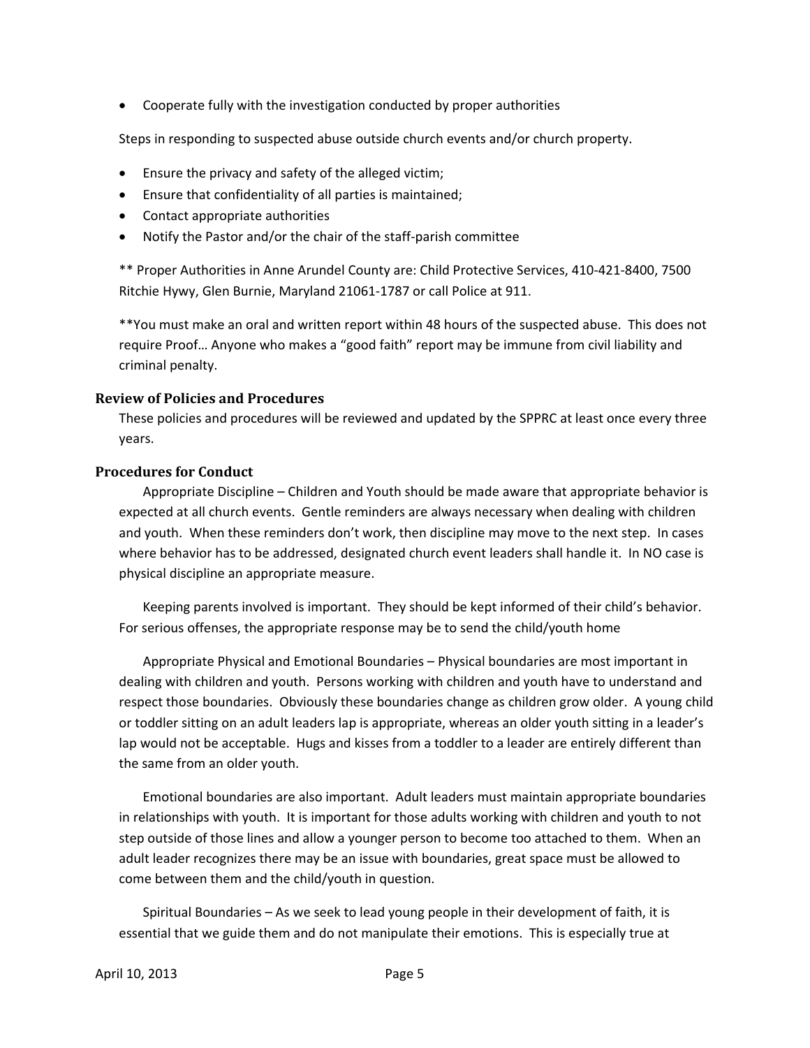- Cooperate fully with the investigation conducted by proper authorities

Steps in responding to suspected abuse outside church events and/or church property.

- Ensure the privacy and safety of the alleged victim;
- Ensure that confidentiality of all parties is maintained;
- Contact appropriate authorities
- Notify the Pastor and/or the chair of the staff-parish committee

** Proper Authorities in Anne Arundel County are: Child Protective Services, 410-421-8400, 7500 Ritchie Hywy, Glen Burnie, Maryland 21061-1787 or call Police at 911.

**You must make an oral and written report within 48 hours of the suspected abuse. This does not require Proof… Anyone who makes a "good faith" report may be immune from civil liability and criminal penalty.

### Review of Policies and Procedures

These policies and procedures will be reviewed and updated by the SPPRC at least once every three years.

### Procedures for Conduct

Appropriate Discipline – Children and Youth should be made aware that appropriate behavior is expected at all church events. Gentle reminders are always necessary when dealing with children and youth. When these reminders don't work, then discipline may move to the next step. In cases where behavior has to be addressed, designated church event leaders shall handle it. In NO case is physical discipline an appropriate measure.

Keeping parents involved is important. They should be kept informed of their child's behavior. For serious offenses, the appropriate response may be to send the child/youth home

Appropriate Physical and Emotional Boundaries – Physical boundaries are most important in dealing with children and youth. Persons working with children and youth have to understand and respect those boundaries. Obviously these boundaries change as children grow older. A young child or toddler sitting on an adult leaders lap is appropriate, whereas an older youth sitting in a leader's lap would not be acceptable. Hugs and kisses from a toddler to a leader are entirely different than the same from an older youth.

Emotional boundaries are also important. Adult leaders must maintain appropriate boundaries in relationships with youth. It is important for those adults working with children and youth to not step outside of those lines and allow a younger person to become too attached to them. When an adult leader recognizes there may be an issue with boundaries, great space must be allowed to come between them and the child/youth in question.

Spiritual Boundaries – As we seek to lead young people in their development of faith, it is essential that we guide them and do not manipulate their emotions. This is especially true at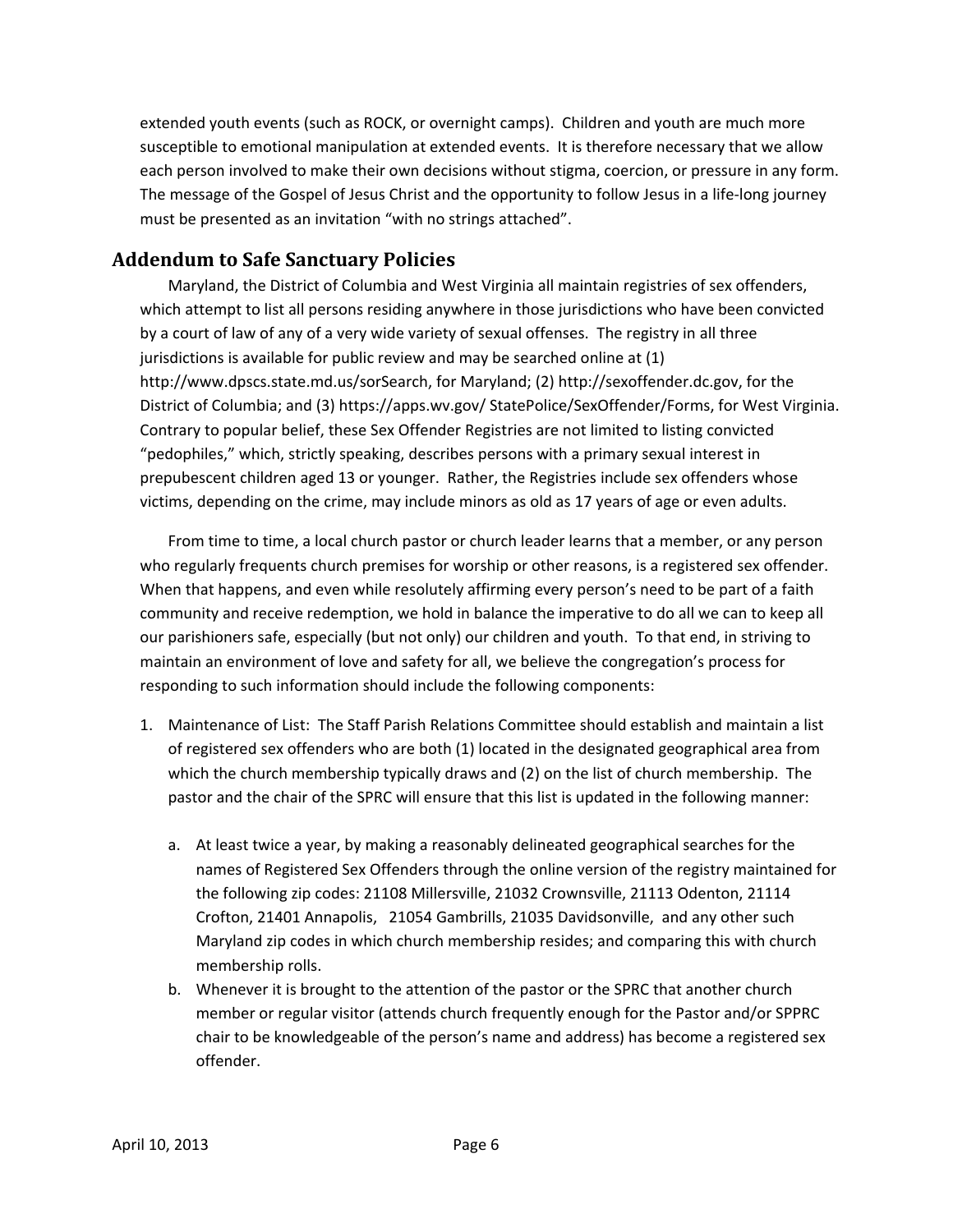extended youth events (such as ROCK, or overnight camps). Children and youth are much more susceptible to emotional manipulation at extended events. It is therefore necessary that we allow each person involved to make their own decisions without stigma, coercion, or pressure in any form. The message of the Gospel of Jesus Christ and the opportunity to follow Jesus in a life-long journey must be presented as an invitation "with no strings attached".

## Addendum to Safe Sanctuary Policies

Maryland, the District of Columbia and West Virginia all maintain registries of sex offenders, which attempt to list all persons residing anywhere in those jurisdictions who have been convicted by a court of law of any of a very wide variety of sexual offenses. The registry in all three jurisdictions is available for public review and may be searched online at (1) http://www.dpscs.state.md.us/sorSearch, for Maryland; (2) http://sexoffender.dc.gov, for the District of Columbia; and (3) https://apps.wv.gov/ StatePolice/SexOffender/Forms, for West Virginia. Contrary to popular belief, these Sex Offender Registries are not limited to listing convicted "pedophiles," which, strictly speaking, describes persons with a primary sexual interest in prepubescent children aged 13 or younger. Rather, the Registries include sex offenders whose victims, depending on the crime, may include minors as old as 17 years of age or even adults.

From time to time, a local church pastor or church leader learns that a member, or any person who regularly frequents church premises for worship or other reasons, is a registered sex offender. When that happens, and even while resolutely affirming every person's need to be part of a faith community and receive redemption, we hold in balance the imperative to do all we can to keep all our parishioners safe, especially (but not only) our children and youth. To that end, in striving to maintain an environment of love and safety for all, we believe the congregation's process for responding to such information should include the following components:

1. Maintenance of List: The Staff Parish Relations Committee should establish and maintain a list of registered sex offenders who are both (1) located in the designated geographical area from which the church membership typically draws and (2) on the list of church membership. The pastor and the chair of the SPRC will ensure that this list is updated in the following manner:

   a. At least twice a year, by making a reasonably delineated geographical searches for the names of Registered Sex Offenders through the online version of the registry maintained for the following zip codes: 21108 Millersville, 21032 Crownsville, 21113 Odenton, 21114 Crofton, 21401 Annapolis, 21054 Gambrills, 21035 Davidsonville, and any other such Maryland zip codes in which church membership resides; and comparing this with church membership rolls.
   b. Whenever it is brought to the attention of the pastor or the SPRC that another church member or regular visitor (attends church frequently enough for the Pastor and/or SPPRC chair to be knowledgeable of the person's name and address) has become a registered sex offender.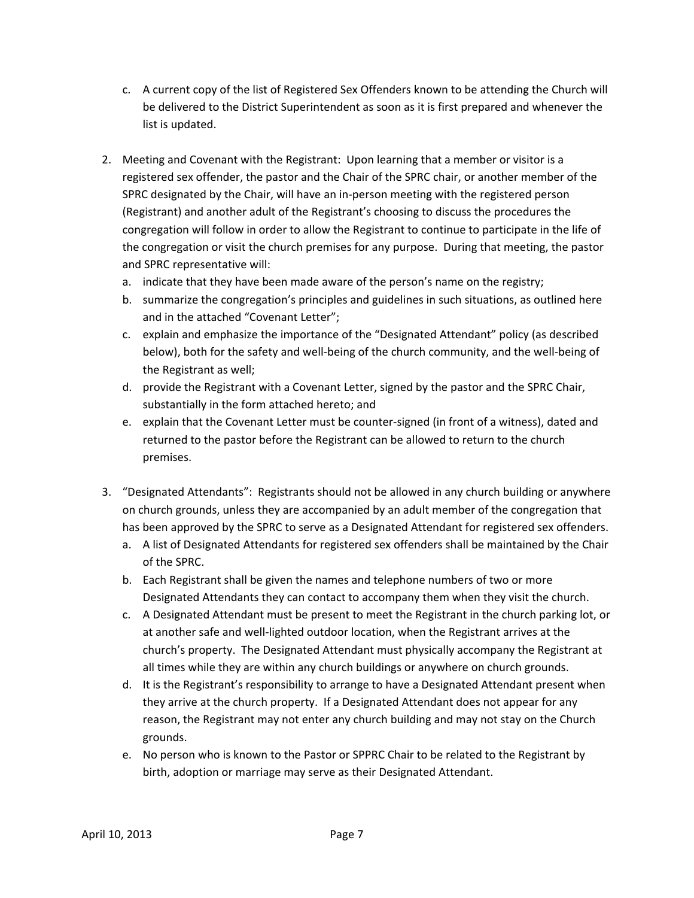c. A current copy of the list of Registered Sex Offenders known to be attending the Church will be delivered to the District Superintendent as soon as it is first prepared and whenever the list is updated.

2. Meeting and Covenant with the Registrant: Upon learning that a member or visitor is a registered sex offender, the pastor and the Chair of the SPRC chair, or another member of the SPRC designated by the Chair, will have an in-person meeting with the registered person (Registrant) and another adult of the Registrant's choosing to discuss the procedures the congregation will follow in order to allow the Registrant to continue to participate in the life of the congregation or visit the church premises for any purpose. During that meeting, the pastor and SPRC representative will:
   a. indicate that they have been made aware of the person's name on the registry;
   b. summarize the congregation's principles and guidelines in such situations, as outlined here and in the attached "Covenant Letter";
   c. explain and emphasize the importance of the "Designated Attendant" policy (as described below), both for the safety and well-being of the church community, and the well-being of the Registrant as well;
   d. provide the Registrant with a Covenant Letter, signed by the pastor and the SPRC Chair, substantially in the form attached hereto; and
   e. explain that the Covenant Letter must be counter-signed (in front of a witness), dated and returned to the pastor before the Registrant can be allowed to return to the church premises.

3. "Designated Attendants": Registrants should not be allowed in any church building or anywhere on church grounds, unless they are accompanied by an adult member of the congregation that has been approved by the SPRC to serve as a Designated Attendant for registered sex offenders.
   a. A list of Designated Attendants for registered sex offenders shall be maintained by the Chair of the SPRC.
   b. Each Registrant shall be given the names and telephone numbers of two or more Designated Attendants they can contact to accompany them when they visit the church.
   c. A Designated Attendant must be present to meet the Registrant in the church parking lot, or at another safe and well-lighted outdoor location, when the Registrant arrives at the church's property. The Designated Attendant must physically accompany the Registrant at all times while they are within any church buildings or anywhere on church grounds.
   d. It is the Registrant's responsibility to arrange to have a Designated Attendant present when they arrive at the church property. If a Designated Attendant does not appear for any reason, the Registrant may not enter any church building and may not stay on the Church grounds.
   e. No person who is known to the Pastor or SPPRC Chair to be related to the Registrant by birth, adoption or marriage may serve as their Designated Attendant.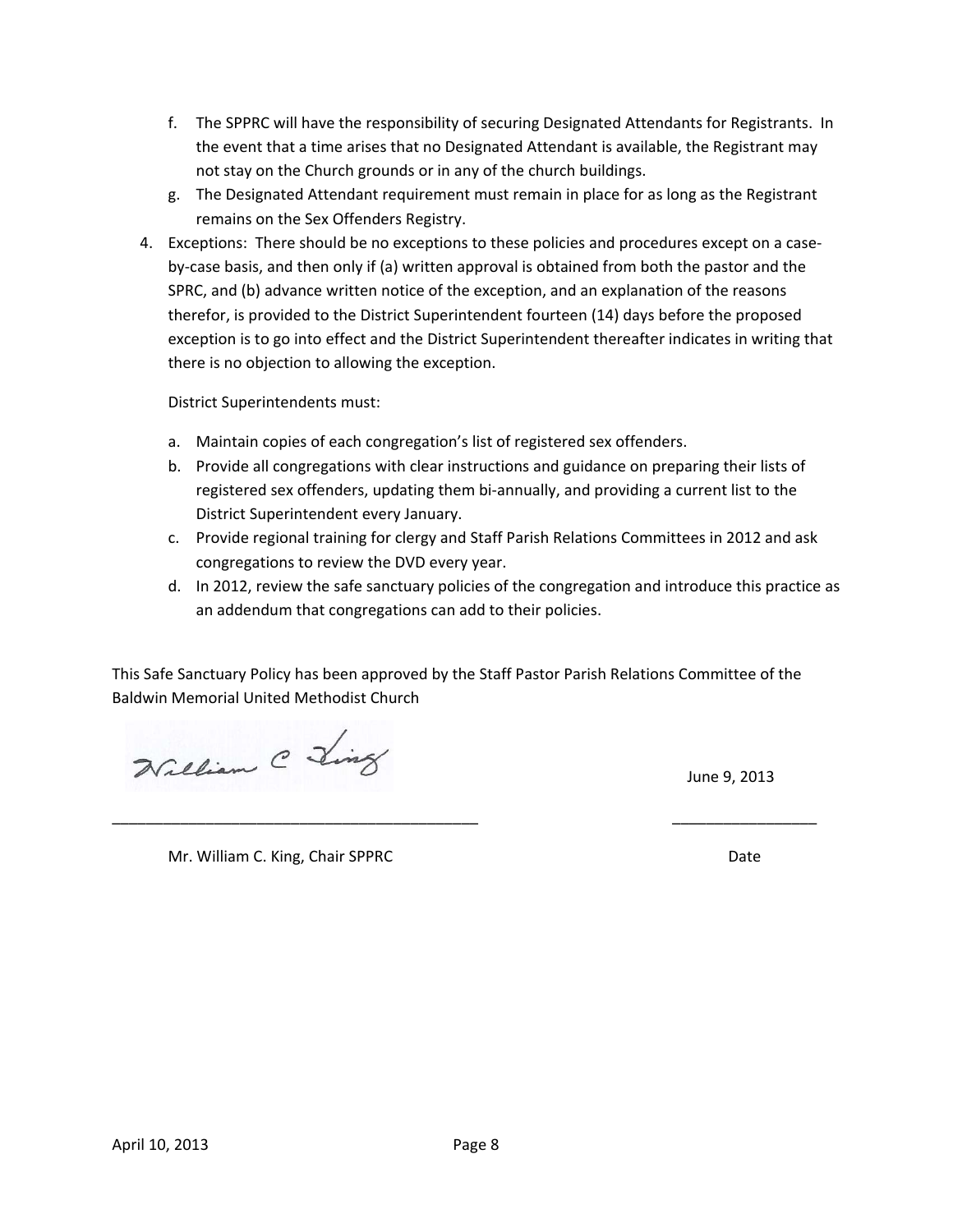f. The SPPRC will have the responsibility of securing Designated Attendants for Registrants. In the event that a time arises that no Designated Attendant is available, the Registrant may not stay on the Church grounds or in any of the church buildings.

g. The Designated Attendant requirement must remain in place for as long as the Registrant remains on the Sex Offenders Registry.

4. Exceptions: There should be no exceptions to these policies and procedures except on a case-by-case basis, and then only if (a) written approval is obtained from both the pastor and the SPRC, and (b) advance written notice of the exception, and an explanation of the reasons therefor, is provided to the District Superintendent fourteen (14) days before the proposed exception is to go into effect and the District Superintendent thereafter indicates in writing that there is no objection to allowing the exception.

   District Superintendents must:

   a. Maintain copies of each congregation's list of registered sex offenders.
   b. Provide all congregations with clear instructions and guidance on preparing their lists of registered sex offenders, updating them bi-annually, and providing a current list to the District Superintendent every January.
   c. Provide regional training for clergy and Staff Parish Relations Committees in 2012 and ask congregations to review the DVD every year.
   d. In 2012, review the safe sanctuary policies of the congregation and introduce this practice as an addendum that congregations can add to their policies.

This Safe Sanctuary Policy has been approved by the Staff Pastor Parish Relations Committee of the Baldwin Memorial United Methodist Church

William C King　　　　　　　　　　　　　　　　June 9, 2013

\_\_\_\_\_\_\_\_\_\_\_\_\_\_\_\_\_\_\_\_\_\_\_\_\_\_\_\_\_\_\_\_\_\_\_\_\_\_\_\_　　　　\_\_\_\_\_\_\_\_\_\_\_\_\_\_\_\_

Mr. William C. King, Chair SPPRC　　　　　　　　　　　Date

April 10, 2013